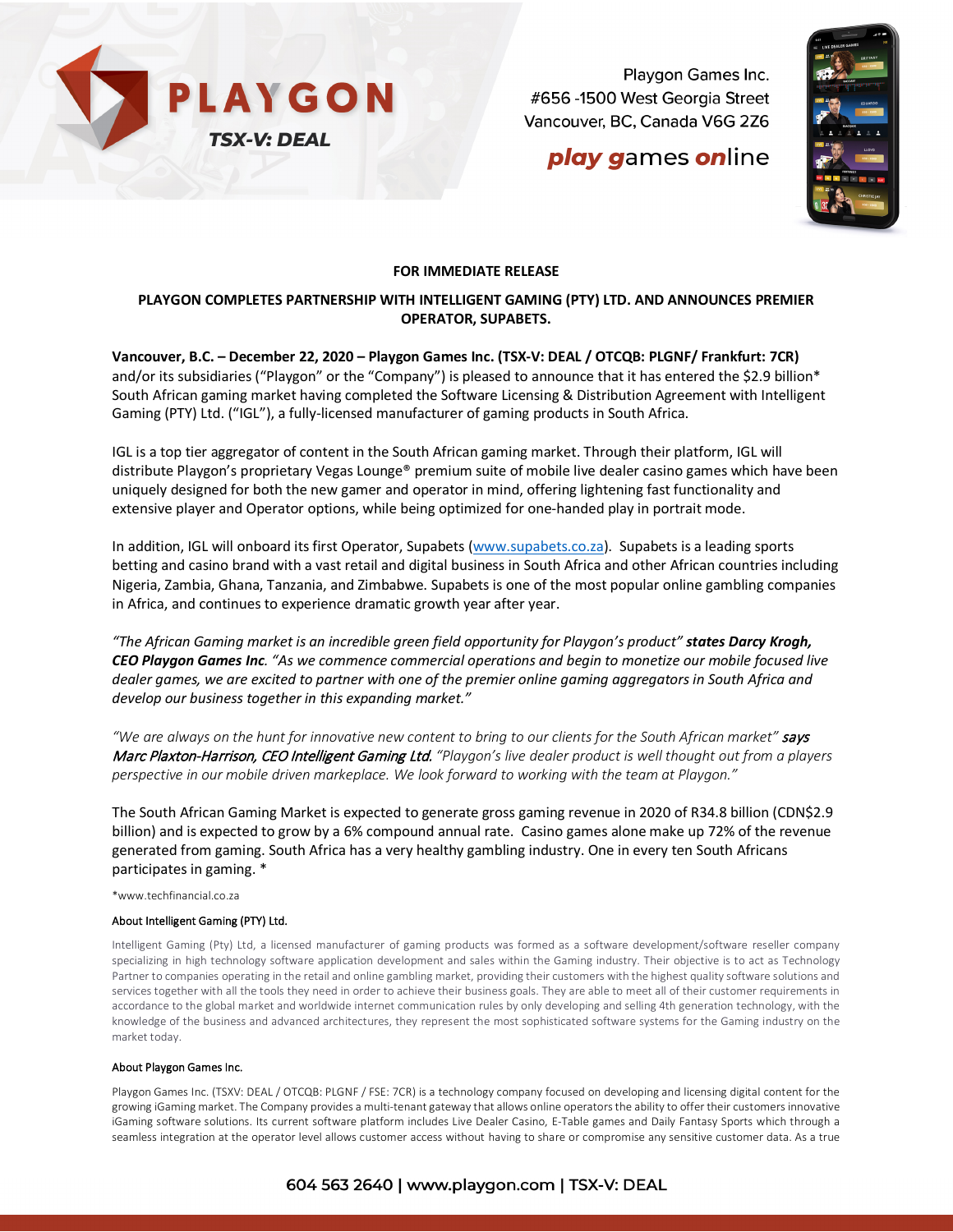Playgon Games Inc.
#656 -1500 West Georgia Street
Vancouver, BC, Canada V6G 2Z6

**play games online**

**FOR IMMEDIATE RELEASE**

# PLAYGON COMPLETES PARTNERSHIP WITH INTELLIGENT GAMING (PTY) LTD. AND ANNOUNCES PREMIER OPERATOR, SUPABETS.

**Vancouver, B.C. – December 22, 2020 – Playgon Games Inc. (TSX-V: DEAL / OTCQB: PLGNF/ Frankfurt: 7CR)** and/or its subsidiaries ("Playgon" or the "Company") is pleased to announce that it has entered the $2.9 billion* South African gaming market having completed the Software Licensing & Distribution Agreement with Intelligent Gaming (PTY) Ltd. ("IGL"), a fully-licensed manufacturer of gaming products in South Africa.

IGL is a top tier aggregator of content in the South African gaming market. Through their platform, IGL will distribute Playgon's proprietary Vegas Lounge® premium suite of mobile live dealer casino games which have been uniquely designed for both the new gamer and operator in mind, offering lightening fast functionality and extensive player and Operator options, while being optimized for one-handed play in portrait mode.

In addition, IGL will onboard its first Operator, Supabets (www.supabets.co.za). Supabets is a leading sports betting and casino brand with a vast retail and digital business in South Africa and other African countries including Nigeria, Zambia, Ghana, Tanzania, and Zimbabwe. Supabets is one of the most popular online gambling companies in Africa, and continues to experience dramatic growth year after year.

*"The African Gaming market is an incredible green field opportunity for Playgon's product"* ***states Darcy Krogh, CEO Playgon Games Inc****. "As we commence commercial operations and begin to monetize our mobile focused live dealer games, we are excited to partner with one of the premier online gaming aggregators in South Africa and develop our business together in this expanding market."*

*"We are always on the hunt for innovative new content to bring to our clients for the South African market"* ***says*** *Marc Plaxton-Harrison, CEO Intelligent Gaming Ltd. "Playgon's live dealer product is well thought out from a players perspective in our mobile driven markeplace. We look forward to working with the team at Playgon."*

The South African Gaming Market is expected to generate gross gaming revenue in 2020 of R34.8 billion (CDN$2.9 billion) and is expected to grow by a 6% compound annual rate. Casino games alone make up 72% of the revenue generated from gaming. South Africa has a very healthy gambling industry. One in every ten South Africans participates in gaming. *

*www.techfinancial.co.za

### About Intelligent Gaming (PTY) Ltd.

Intelligent Gaming (Pty) Ltd, a licensed manufacturer of gaming products was formed as a software development/software reseller company specializing in high technology software application development and sales within the Gaming industry. Their objective is to act as Technology Partner to companies operating in the retail and online gambling market, providing their customers with the highest quality software solutions and services together with all the tools they need in order to achieve their business goals. They are able to meet all of their customer requirements in accordance to the global market and worldwide internet communication rules by only developing and selling 4th generation technology, with the knowledge of the business and advanced architectures, they represent the most sophisticated software systems for the Gaming industry on the market today.

### About Playgon Games Inc.

Playgon Games Inc. (TSXV: DEAL / OTCQB: PLGNF / FSE: 7CR) is a technology company focused on developing and licensing digital content for the growing iGaming market. The Company provides a multi-tenant gateway that allows online operators the ability to offer their customers innovative iGaming software solutions. Its current software platform includes Live Dealer Casino, E-Table games and Daily Fantasy Sports which through a seamless integration at the operator level allows customer access without having to share or compromise any sensitive customer data. As a true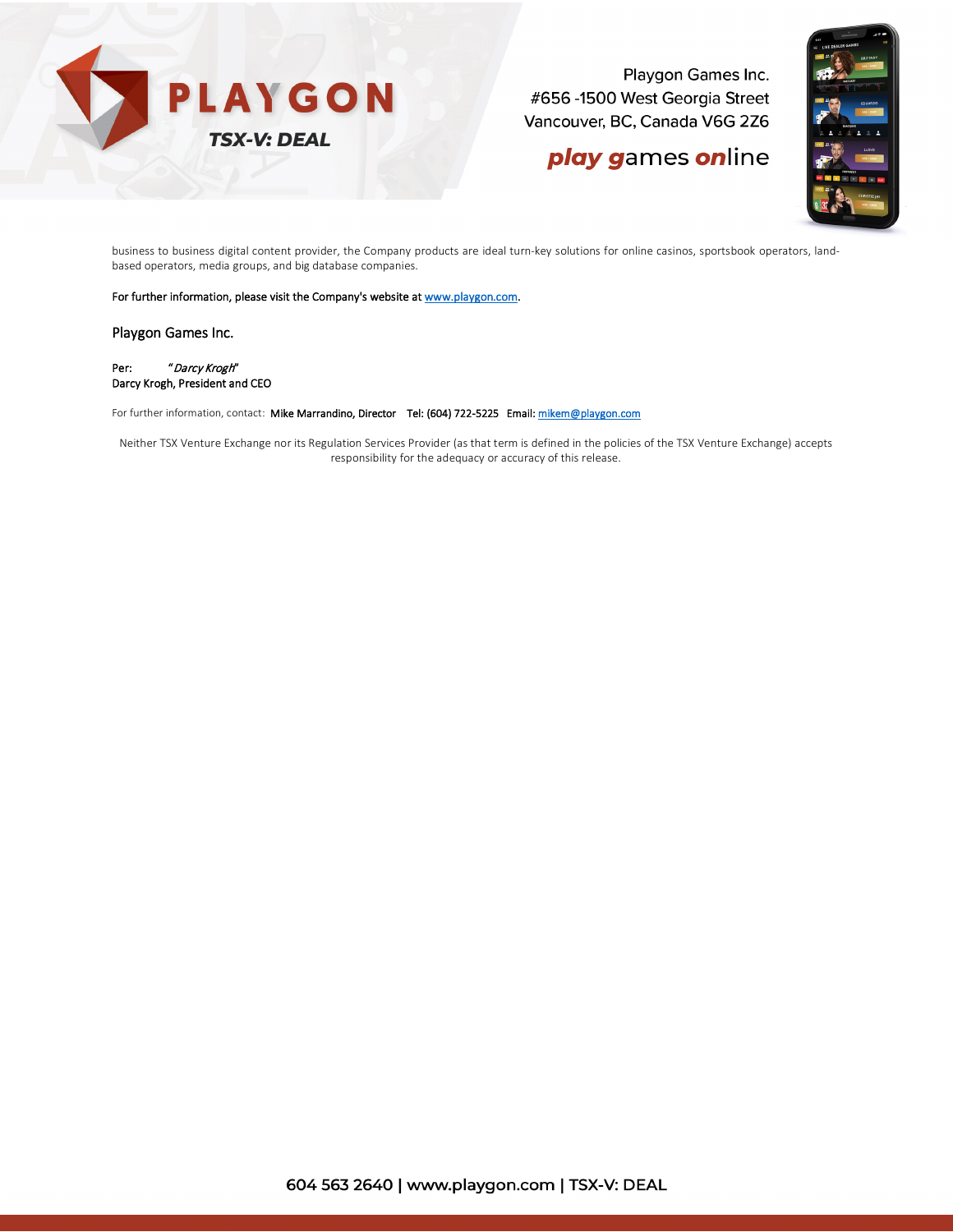business to business digital content provider, the Company products are ideal turn-key solutions for online casinos, sportsbook operators, land-based operators, media groups, and big database companies.

For further information, please visit the Company's website at www.playgon.com.

Playgon Games Inc.

Per: *"Darcy Krogh"*
Darcy Krogh, President and CEO

For further information, contact: Mike Marrandino, Director Tel: (604) 722-5225 Email: mikem@playgon.com

Neither TSX Venture Exchange nor its Regulation Services Provider (as that term is defined in the policies of the TSX Venture Exchange) accepts responsibility for the adequacy or accuracy of this release.